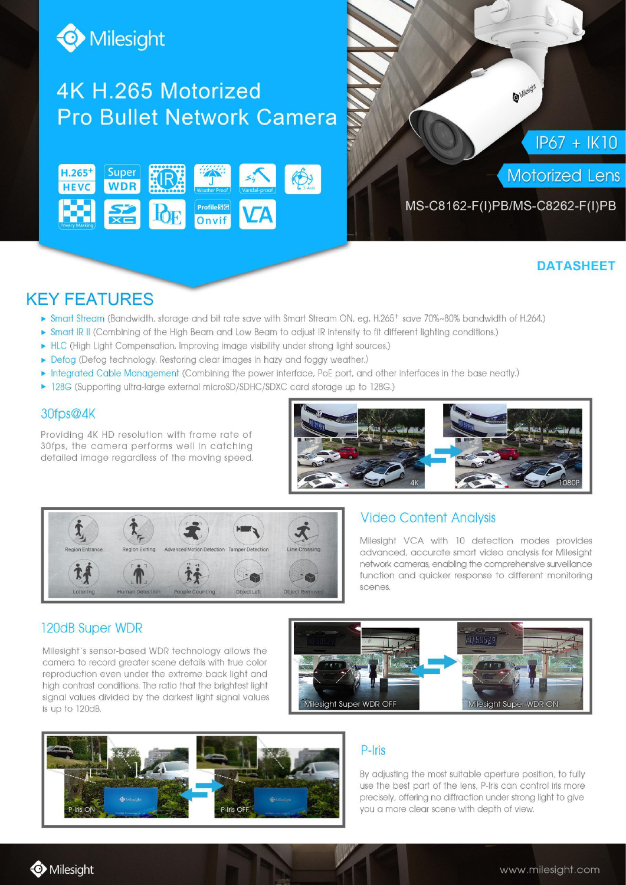# 4K H.265 Motorized Pro Bullet Network Camera

IP67 + IK10

Motorized Lens

MS-C8162-F(I)PB/MS-C8262-F(I)PB

DATASHEET

## KEY FEATURES

- Smart Stream (Bandwidth, storage and bit rate save with Smart Stream ON, eg. H.265+ save 70%~80% bandwidth of H.264.)
- Smart IR II (Combining of the High Beam and Low Beam to adjust IR intensity to fit different lighting conditions.)
- HLC (High Light Compensation. Improving image visibility under strong light sources.)
- Defog (Defog technology. Restoring clear images in hazy and foggy weather.)
- Integrated Cable Management (Combining the power interface, PoE port, and other interfaces in the base neatly.)
- 128G (Supporting ultra-large external microSD/SDHC/SDXC card storage up to 128G.)

### 30fps@4K

Providing 4K HD resolution with frame rate of 30fps, the camera performs well in catching detailed image regardless of the moving speed.

### Video Content Analysis

Milesight VCA with 10 detection modes provides advanced, accurate smart video analysis for Milesight network cameras, enabling the comprehensive surveillance function and quicker response to different monitoring scenes.

### 120dB Super WDR

Milesight's sensor-based WDR technology allows the camera to record greater scene details with true color reproduction even under the extreme back light and high contrast conditions. The ratio that the brightest light signal values divided by the darkest light signal values is up to 120dB.

### P-Iris

By adjusting the most suitable aperture position, to fully use the best part of the lens, P-Iris can control iris more precisely, offering no diffraction under strong light to give you a more clear scene with depth of view.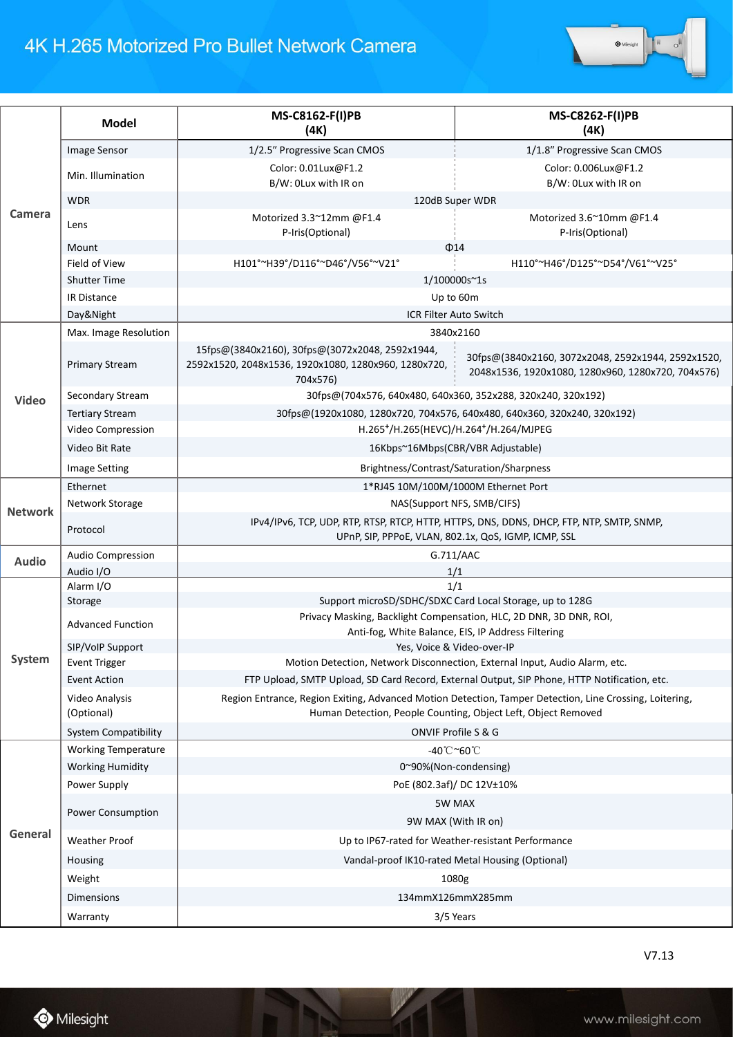# 4K H.265 Motorized Pro Bullet Network Camera

| | Model | MS-C8162-F(I)PB (4K) | MS-C8262-F(I)PB (4K) |
|---|---|---|---|
| Camera | Image Sensor | 1/2.5" Progressive Scan CMOS | 1/1.8" Progressive Scan CMOS |
| | Min. Illumination | Color: 0.01Lux@F1.2<br>B/W: 0Lux with IR on | Color: 0.006Lux@F1.2<br>B/W: 0Lux with IR on |
| | WDR | 120dB Super WDR | |
| | Lens | Motorized 3.3~12mm @F1.4<br>P-Iris(Optional) | Motorized 3.6~10mm @F1.4<br>P-Iris(Optional) |
| | Mount | Φ14 | |
| | Field of View | H101°~H39°/D116°~D46°/V56°~V21° | H110°~H46°/D125°~D54°/V61°~V25° |
| | Shutter Time | 1/100000s~1s | |
| | IR Distance | Up to 60m | |
| | Day&Night | ICR Filter Auto Switch | |
| Video | Max. Image Resolution | 3840x2160 | |
| | Primary Stream | 15fps@(3840x2160), 30fps@(3072x2048, 2592x1944, 2592x1520, 2048x1536, 1920x1080, 1280x960, 1280x720, 704x576) | 30fps@(3840x2160, 3072x2048, 2592x1944, 2592x1520, 2048x1536, 1920x1080, 1280x960, 1280x720, 704x576) |
| | Secondary Stream | 30fps@(704x576, 640x480, 640x360, 352x288, 320x240, 320x192) | |
| | Tertiary Stream | 30fps@(1920x1080, 1280x720, 704x576, 640x480, 640x360, 320x240, 320x192) | |
| | Video Compression | H.265+/H.265(HEVC)/H.264+/H.264/MJPEG | |
| | Video Bit Rate | 16Kbps~16Mbps(CBR/VBR Adjustable) | |
| | Image Setting | Brightness/Contrast/Saturation/Sharpness | |
| Network | Ethernet | 1*RJ45 10M/100M/1000M Ethernet Port | |
| | Network Storage | NAS(Support NFS, SMB/CIFS) | |
| | Protocol | IPv4/IPv6, TCP, UDP, RTP, RTSP, RTCP, HTTP, HTTPS, DNS, DDNS, DHCP, FTP, NTP, SMTP, SNMP, UPnP, SIP, PPPoE, VLAN, 802.1x, QoS, IGMP, ICMP, SSL | |
| Audio | Audio Compression | G.711/AAC | |
| | Audio I/O | 1/1 | |
| System | Alarm I/O | 1/1 | |
| | Storage | Support microSD/SDHC/SDXC Card Local Storage, up to 128G | |
| | Advanced Function | Privacy Masking, Backlight Compensation, HLC, 2D DNR, 3D DNR, ROI, Anti-fog, White Balance, EIS, IP Address Filtering | |
| | SIP/VoIP Support | Yes, Voice & Video-over-IP | |
| | Event Trigger | Motion Detection, Network Disconnection, External Input, Audio Alarm, etc. | |
| | Event Action | FTP Upload, SMTP Upload, SD Card Record, External Output, SIP Phone, HTTP Notification, etc. | |
| | Video Analysis (Optional) | Region Entrance, Region Exiting, Advanced Motion Detection, Tamper Detection, Line Crossing, Loitering, Human Detection, People Counting, Object Left, Object Removed | |
| | System Compatibility | ONVIF Profile S & G | |
| General | Working Temperature | -40℃~60℃ | |
| | Working Humidity | 0~90%(Non-condensing) | |
| | Power Supply | PoE (802.3af)/ DC 12V±10% | |
| | Power Consumption | 5W MAX<br>9W MAX (With IR on) | |
| | Weather Proof | Up to IP67-rated for Weather-resistant Performance | |
| | Housing | Vandal-proof IK10-rated Metal Housing (Optional) | |
| | Weight | 1080g | |
| | Dimensions | 134mmX126mmX285mm | |
| | Warranty | 3/5 Years | |

V7.13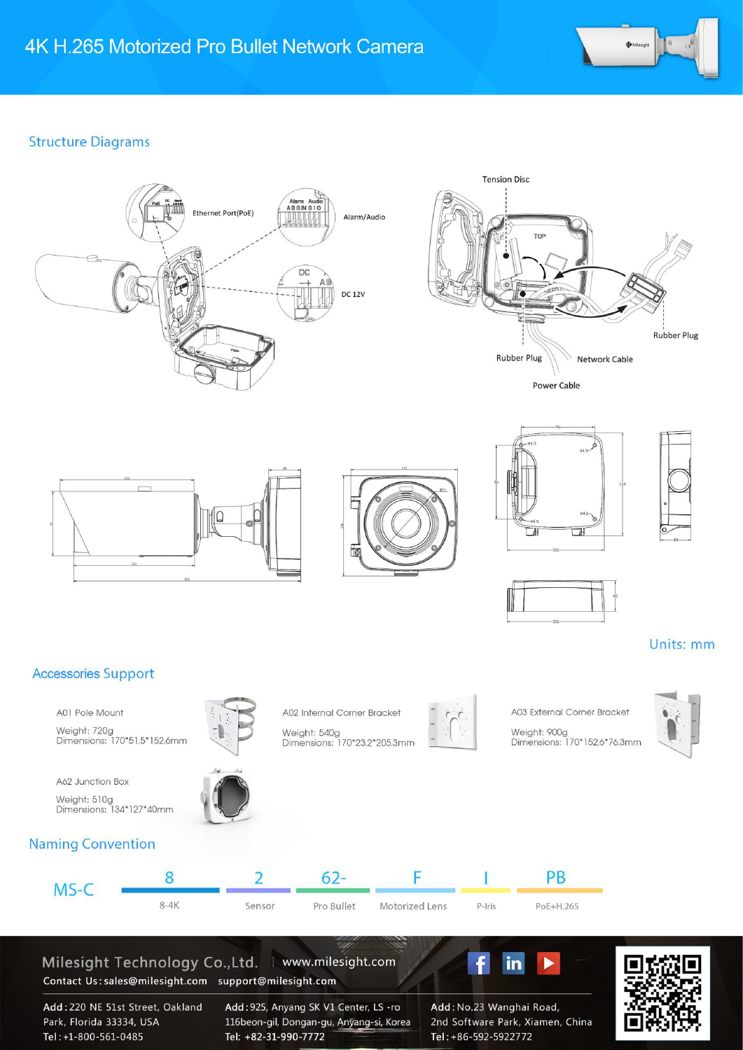# 4K H.265 Motorized Pro Bullet Network Camera

## Structure Diagrams

Ethernet Port(PoE)

Alarm/Audio

DC 12V

Tension Disc

Rubber Plug

Rubber Plug

Network Cable

Power Cable

Units: mm

## Accessories Support

A01 Pole Mount
Weight: 720g
Dimensions: 170*51.5*152.6mm

A02 Internal Corner Bracket
Weight: 540g
Dimensions: 170*23.2*205.3mm

A03 External Corner Bracket
Weight: 900g
Dimensions: 170*152.6*76.3mm

A62 Junction Box
Weight: 510g
Dimensions: 134*127*40mm

## Naming Convention

| MS-C | 8 | 2 | 62- | F | I | PB |
|---|---|---|---|---|---|---|
| | 8-4K | Sensor | Pro Bullet | Motorized Lens | P-Iris | PoE+H.265 |

**Milesight Technology Co.,Ltd.** | www.milesight.com

Contact Us: sales@milesight.com support@milesight.com

Add: 220 NE 51st Street, Oakland Park, Florida 33334, USA
Tel: +1-800-561-0485

Add: 925, Anyang SK V1 Center, LS -ro 116beon-gil, Dongan-gu, Anyang-si, Korea
Tel: +82-31-990-7772

Add: No.23 Wanghai Road, 2nd Software Park, Xiamen, China
Tel: +86-592-5922772